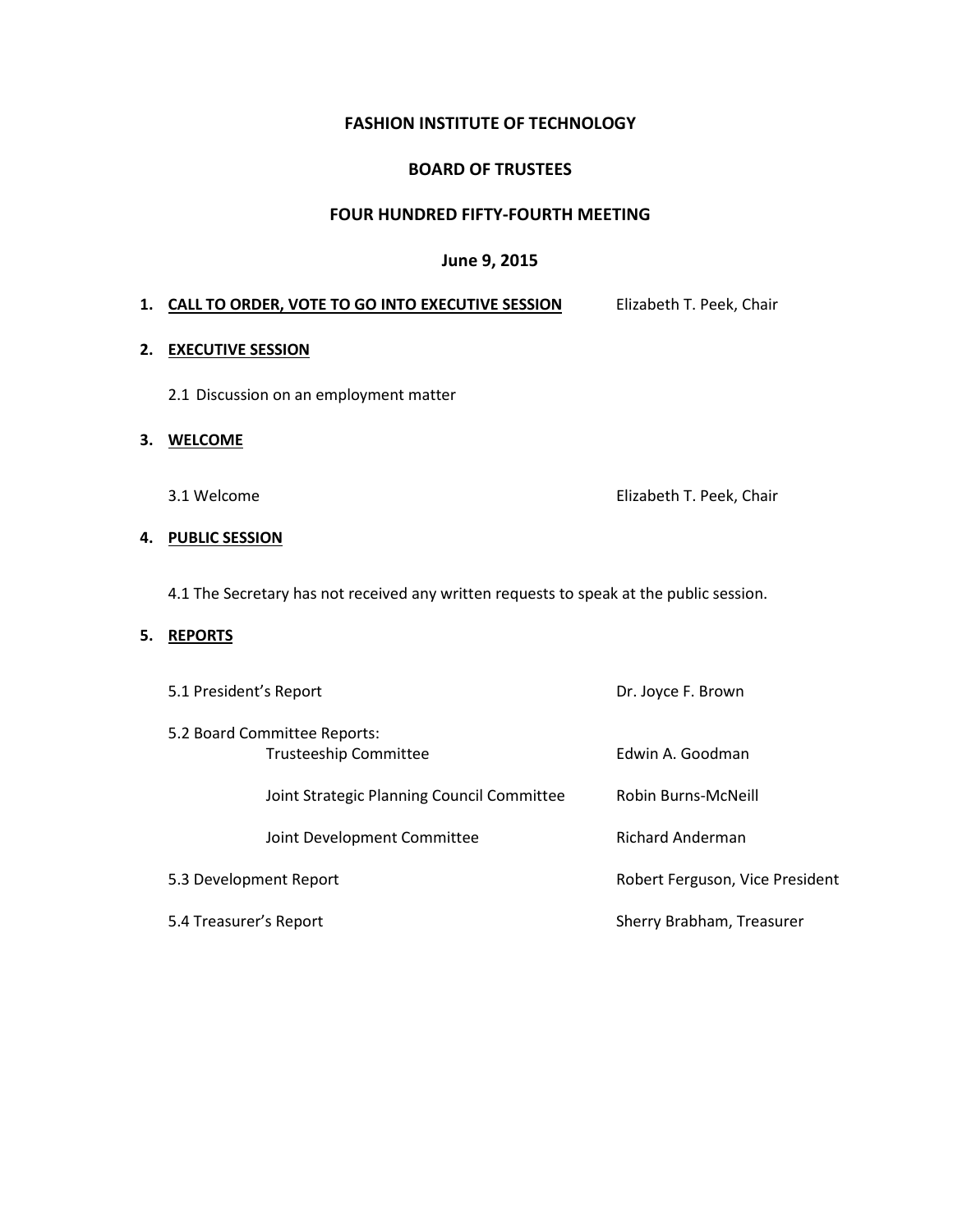# FASHION INSTITUTE OF TECHNOLOGY

## BOARD OF TRUSTEES

## FOUR HUNDRED FIFTY-FOURTH MEETING

## June 9, 2015

1. **CALL TO ORDER, VOTE TO GO INTO EXECUTIVE SESSION** — Elizabeth T. Peek, Chair

2. **EXECUTIVE SESSION**

   2.1 Discussion on an employment matter

3. **WELCOME**

   3.1 Welcome — Elizabeth T. Peek, Chair

4. **PUBLIC SESSION**

   4.1 The Secretary has not received any written requests to speak at the public session.

5. **REPORTS**

   5.1 President's Report — Dr. Joyce F. Brown

   5.2 Board Committee Reports:

   - Trusteeship Committee — Edwin A. Goodman
   - Joint Strategic Planning Council Committee — Robin Burns-McNeill
   - Joint Development Committee — Richard Anderman

   5.3 Development Report — Robert Ferguson, Vice President

   5.4 Treasurer's Report — Sherry Brabham, Treasurer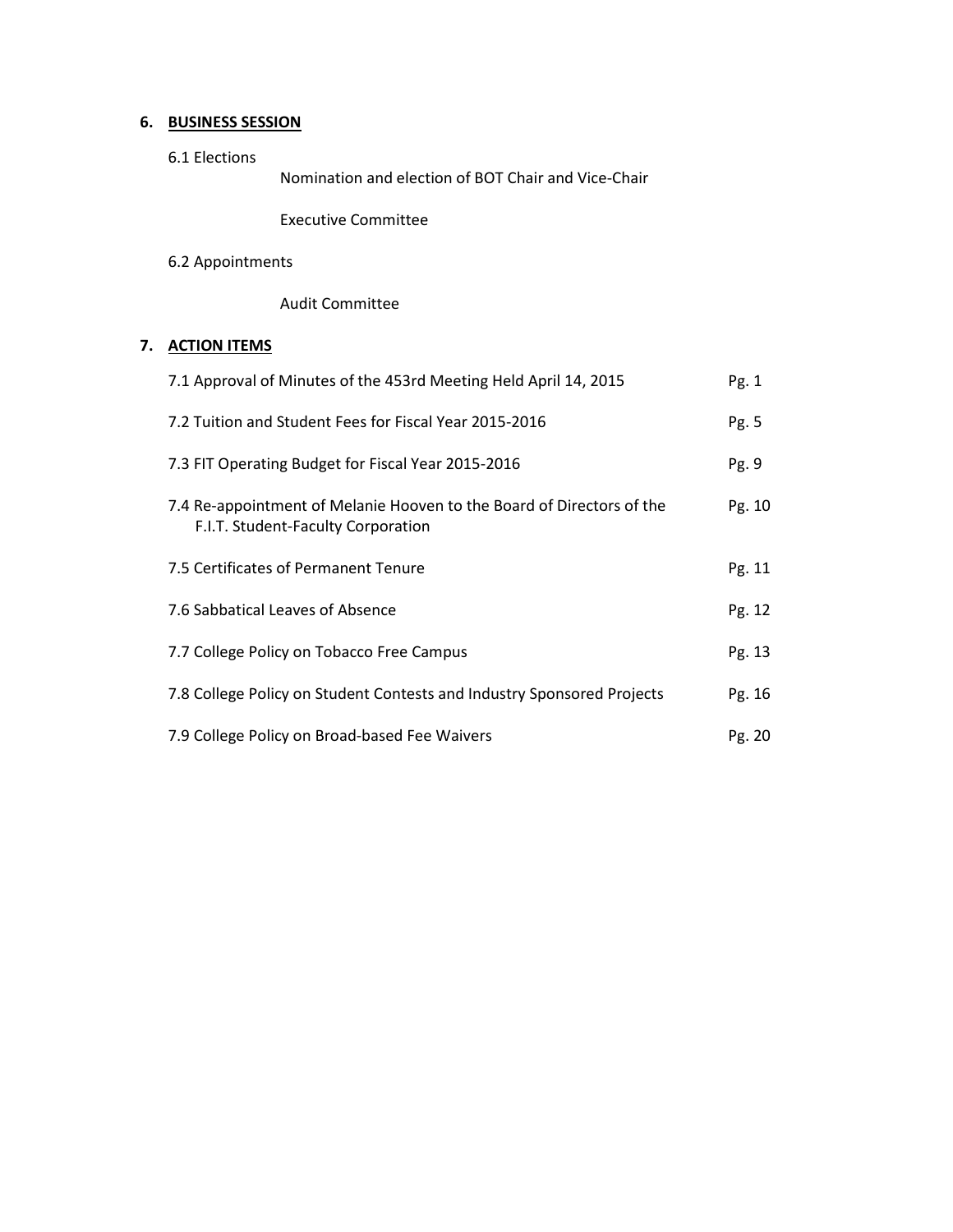## 6. BUSINESS SESSION

6.1 Elections

Nomination and election of BOT Chair and Vice-Chair

Executive Committee

6.2 Appointments

Audit Committee

## 7. ACTION ITEMS

| | |
|---|---|
| 7.1 Approval of Minutes of the 453rd Meeting Held April 14, 2015 | Pg. 1 |
| 7.2 Tuition and Student Fees for Fiscal Year 2015-2016 | Pg. 5 |
| 7.3 FIT Operating Budget for Fiscal Year 2015-2016 | Pg. 9 |
| 7.4 Re-appointment of Melanie Hooven to the Board of Directors of the F.I.T. Student-Faculty Corporation | Pg. 10 |
| 7.5 Certificates of Permanent Tenure | Pg. 11 |
| 7.6 Sabbatical Leaves of Absence | Pg. 12 |
| 7.7 College Policy on Tobacco Free Campus | Pg. 13 |
| 7.8 College Policy on Student Contests and Industry Sponsored Projects | Pg. 16 |
| 7.9 College Policy on Broad-based Fee Waivers | Pg. 20 |